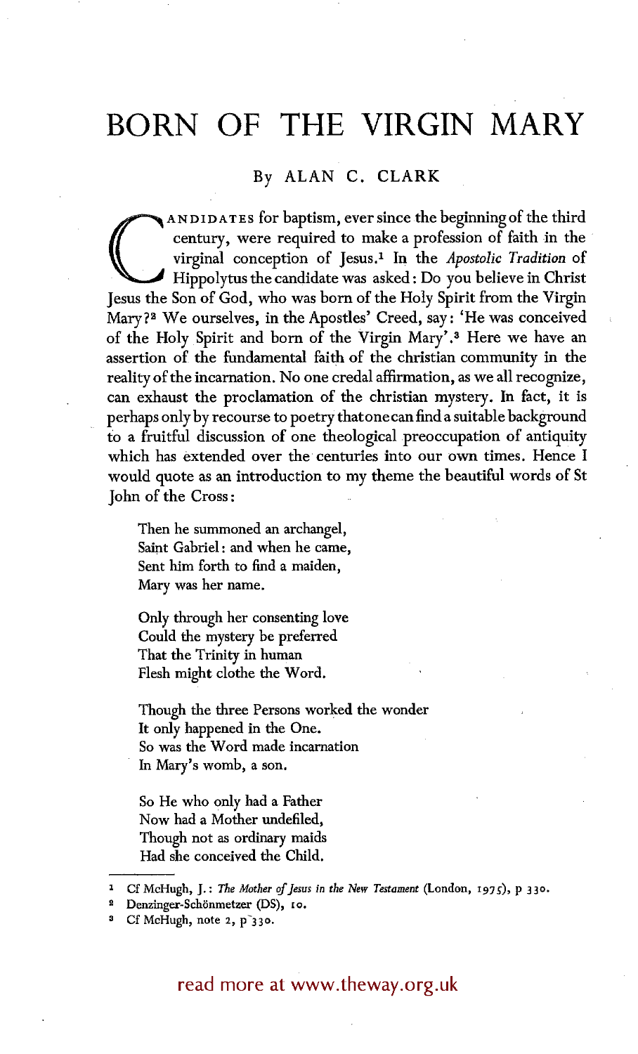# BORN OF THE VIRGIN MARY

By ALAN C. CLARK

CANDIDATES for baptism, ever since the beginning of the third century, were required to make a profession of faith in the virginal conception of Jesus.[1] In the *Apostolic Tradition* of Hippolytus the candidate was asked: Do you believe in Christ Jesus the Son of God, who was born of the Holy Spirit from the Virgin Mary?[2] We ourselves, in the Apostles' Creed, say: 'He was conceived of the Holy Spirit and born of the Virgin Mary'.[3] Here we have an assertion of the fundamental faith of the christian community in the reality of the incarnation. No one credal affirmation, as we all recognize, can exhaust the proclamation of the christian mystery. In fact, it is perhaps only by recourse to poetry that one can find a suitable background to a fruitful discussion of one theological preoccupation of antiquity which has extended over the centuries into our own times. Hence I would quote as an introduction to my theme the beautiful words of St John of the Cross:

> Then he summoned an archangel,
> Saint Gabriel: and when he came,
> Sent him forth to find a maiden,
> Mary was her name.
>
> Only through her consenting love
> Could the mystery be preferred
> That the Trinity in human
> Flesh might clothe the Word.
>
> Though the three Persons worked the wonder
> It only happened in the One.
> So was the Word made incarnation
> In Mary's womb, a son.
>
> So He who only had a Father
> Now had a Mother undefiled,
> Though not as ordinary maids
> Had she conceived the Child.

---

[1] Cf McHugh, J.: *The Mother of Jesus in the New Testament* (London, 1975), p 330.

[2] Denzinger-Schönmetzer (DS), 10.

[3] Cf McHugh, note 2, p 330.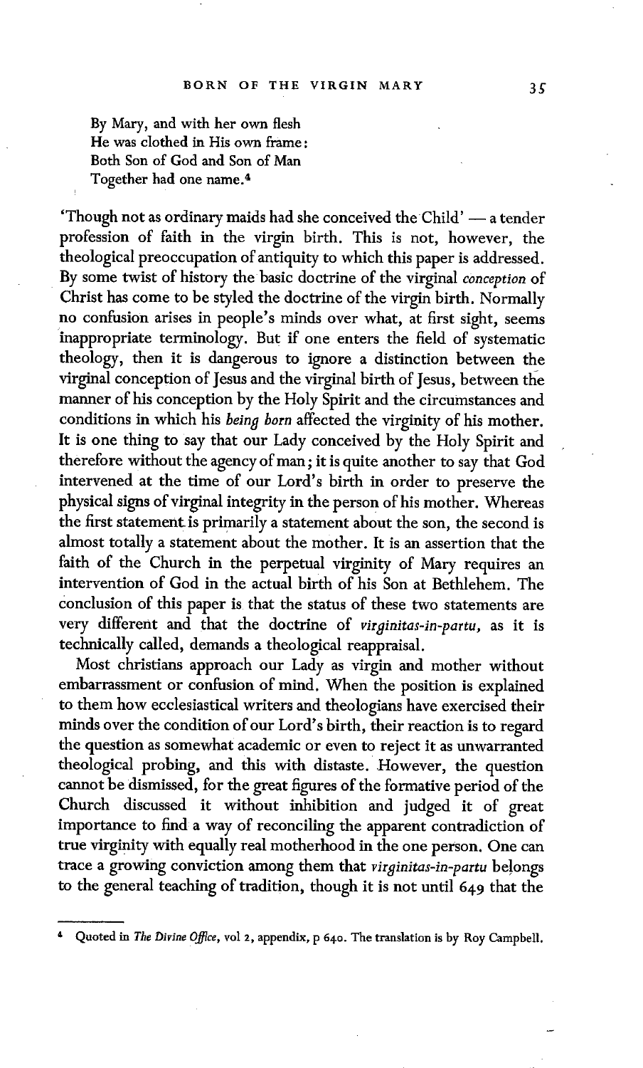By Mary, and with her own flesh
He was clothed in His own frame:
Both Son of God and Son of Man
Together had one name.[4]

'Though not as ordinary maids had she conceived the Child' — a tender profession of faith in the virgin birth. This is not, however, the theological preoccupation of antiquity to which this paper is addressed. By some twist of history the basic doctrine of the virginal *conception* of Christ has come to be styled the doctrine of the virgin birth. Normally no confusion arises in people's minds over what, at first sight, seems inappropriate terminology. But if one enters the field of systematic theology, then it is dangerous to ignore a distinction between the virginal conception of Jesus and the virginal birth of Jesus, between the manner of his conception by the Holy Spirit and the circumstances and conditions in which his *being born* affected the virginity of his mother. It is one thing to say that our Lady conceived by the Holy Spirit and therefore without the agency of man; it is quite another to say that God intervened at the time of our Lord's birth in order to preserve the physical signs of virginal integrity in the person of his mother. Whereas the first statement is primarily a statement about the son, the second is almost totally a statement about the mother. It is an assertion that the faith of the Church in the perpetual virginity of Mary requires an intervention of God in the actual birth of his Son at Bethlehem. The conclusion of this paper is that the status of these two statements are very different and that the doctrine of *virginitas-in-partu*, as it is technically called, demands a theological reappraisal.

Most christians approach our Lady as virgin and mother without embarrassment or confusion of mind. When the position is explained to them how ecclesiastical writers and theologians have exercised their minds over the condition of our Lord's birth, their reaction is to regard the question as somewhat academic or even to reject it as unwarranted theological probing, and this with distaste. However, the question cannot be dismissed, for the great figures of the formative period of the Church discussed it without inhibition and judged it of great importance to find a way of reconciling the apparent contradiction of true virginity with equally real motherhood in the one person. One can trace a growing conviction among them that *virginitas-in-partu* belongs to the general teaching of tradition, though it is not until 649 that the

[4] Quoted in *The Divine Office*, vol 2, appendix, p 640. The translation is by Roy Campbell.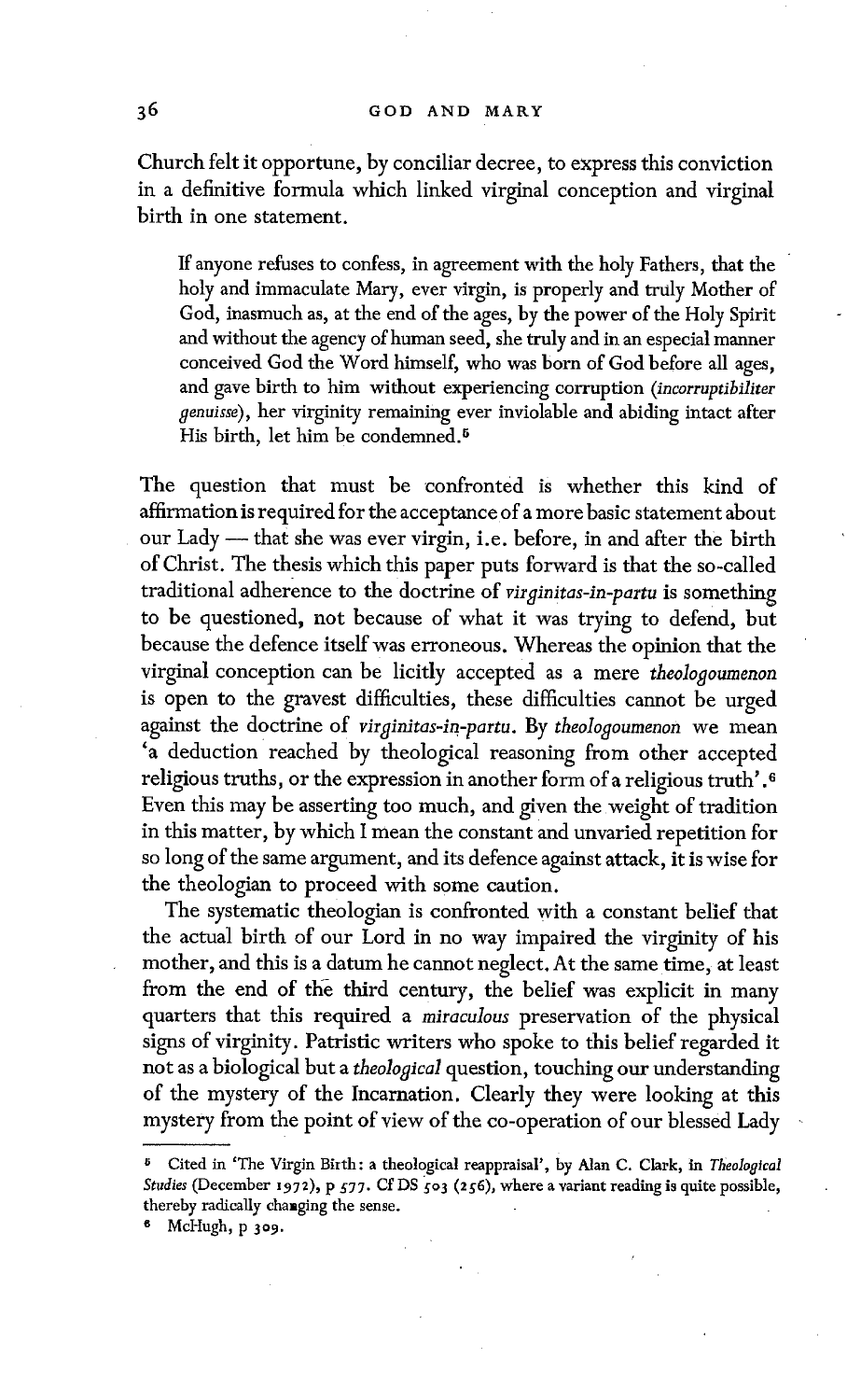Church felt it opportune, by conciliar decree, to express this conviction in a definitive formula which linked virginal conception and virginal birth in one statement.

> If anyone refuses to confess, in agreement with the holy Fathers, that the holy and immaculate Mary, ever virgin, is properly and truly Mother of God, inasmuch as, at the end of the ages, by the power of the Holy Spirit and without the agency of human seed, she truly and in an especial manner conceived God the Word himself, who was born of God before all ages, and gave birth to him without experiencing corruption (*incorruptibiliter genuisse*), her virginity remaining ever inviolable and abiding intact after His birth, let him be condemned.[5]

The question that must be confronted is whether this kind of affirmation is required for the acceptance of a more basic statement about our Lady — that she was ever virgin, i.e. before, in and after the birth of Christ. The thesis which this paper puts forward is that the so-called traditional adherence to the doctrine of *virginitas-in-partu* is something to be questioned, not because of what it was trying to defend, but because the defence itself was erroneous. Whereas the opinion that the virginal conception can be licitly accepted as a mere *theologoumenon* is open to the gravest difficulties, these difficulties cannot be urged against the doctrine of *virginitas-in-partu*. By *theologoumenon* we mean 'a deduction reached by theological reasoning from other accepted religious truths, or the expression in another form of a religious truth'.[6] Even this may be asserting too much, and given the weight of tradition in this matter, by which I mean the constant and unvaried repetition for so long of the same argument, and its defence against attack, it is wise for the theologian to proceed with some caution.

The systematic theologian is confronted with a constant belief that the actual birth of our Lord in no way impaired the virginity of his mother, and this is a datum he cannot neglect. At the same time, at least from the end of the third century, the belief was explicit in many quarters that this required a *miraculous* preservation of the physical signs of virginity. Patristic writers who spoke to this belief regarded it not as a biological but a *theological* question, touching our understanding of the mystery of the Incarnation. Clearly they were looking at this mystery from the point of view of the co-operation of our blessed Lady

---

[5] Cited in 'The Virgin Birth: a theological reappraisal', by Alan C. Clark, in *Theological Studies* (December 1972), p 577. Cf DS 503 (256), where a variant reading is quite possible, thereby radically changing the sense.

[6] McHugh, p 309.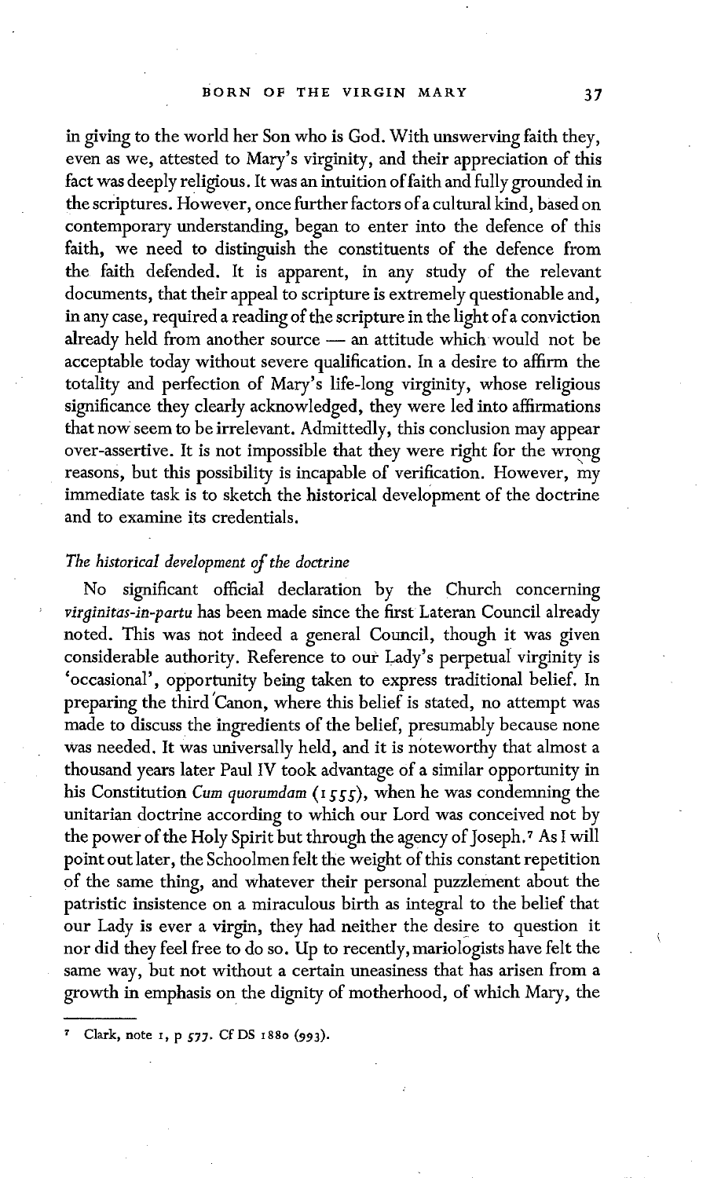in giving to the world her Son who is God. With unswerving faith they, even as we, attested to Mary's virginity, and their appreciation of this fact was deeply religious. It was an intuition of faith and fully grounded in the scriptures. However, once further factors of a cultural kind, based on contemporary understanding, began to enter into the defence of this faith, we need to distinguish the constituents of the defence from the faith defended. It is apparent, in any study of the relevant documents, that their appeal to scripture is extremely questionable and, in any case, required a reading of the scripture in the light of a conviction already held from another source — an attitude which would not be acceptable today without severe qualification. In a desire to affirm the totality and perfection of Mary's life-long virginity, whose religious significance they clearly acknowledged, they were led into affirmations that now seem to be irrelevant. Admittedly, this conclusion may appear over-assertive. It is not impossible that they were right for the wrong reasons, but this possibility is incapable of verification. However, my immediate task is to sketch the historical development of the doctrine and to examine its credentials.

### *The historical development of the doctrine*

No significant official declaration by the Church concerning *virginitas-in-partu* has been made since the first Lateran Council already noted. This was not indeed a general Council, though it was given considerable authority. Reference to our Lady's perpetual virginity is 'occasional', opportunity being taken to express traditional belief. In preparing the third Canon, where this belief is stated, no attempt was made to discuss the ingredients of the belief, presumably because none was needed. It was universally held, and it is noteworthy that almost a thousand years later Paul IV took advantage of a similar opportunity in his Constitution *Cum quorumdam* (1555), when he was condemning the unitarian doctrine according to which our Lord was conceived not by the power of the Holy Spirit but through the agency of Joseph.[7] As I will point out later, the Schoolmen felt the weight of this constant repetition of the same thing, and whatever their personal puzzlement about the patristic insistence on a miraculous birth as integral to the belief that our Lady is ever a virgin, they had neither the desire to question it nor did they feel free to do so. Up to recently, mariologists have felt the same way, but not without a certain uneasiness that has arisen from a growth in emphasis on the dignity of motherhood, of which Mary, the

[7] Clark, note 1, p 577. Cf DS 1880 (993).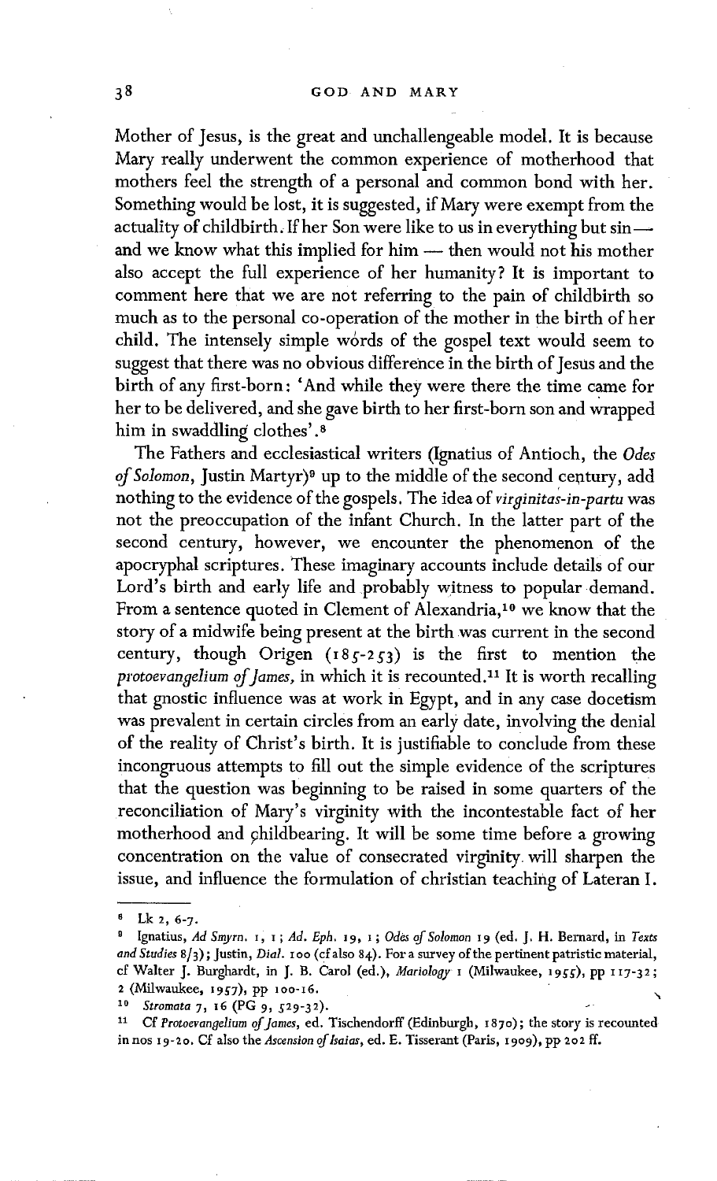Mother of Jesus, is the great and unchallengeable model. It is because Mary really underwent the common experience of motherhood that mothers feel the strength of a personal and common bond with her. Something would be lost, it is suggested, if Mary were exempt from the actuality of childbirth. If her Son were like to us in everything but sin — and we know what this implied for him — then would not his mother also accept the full experience of her humanity? It is important to comment here that we are not referring to the pain of childbirth so much as to the personal co-operation of the mother in the birth of her child. The intensely simple words of the gospel text would seem to suggest that there was no obvious difference in the birth of Jesus and the birth of any first-born: 'And while they were there the time came for her to be delivered, and she gave birth to her first-born son and wrapped him in swaddling clothes'.[8]

The Fathers and ecclesiastical writers (Ignatius of Antioch, the *Odes of Solomon*, Justin Martyr)[9] up to the middle of the second century, add nothing to the evidence of the gospels. The idea of *virginitas-in-partu* was not the preoccupation of the infant Church. In the latter part of the second century, however, we encounter the phenomenon of the apocryphal scriptures. These imaginary accounts include details of our Lord's birth and early life and probably witness to popular demand. From a sentence quoted in Clement of Alexandria,[10] we know that the story of a midwife being present at the birth was current in the second century, though Origen (185-253) is the first to mention the *protoevangelium of James*, in which it is recounted.[11] It is worth recalling that gnostic influence was at work in Egypt, and in any case docetism was prevalent in certain circles from an early date, involving the denial of the reality of Christ's birth. It is justifiable to conclude from these incongruous attempts to fill out the simple evidence of the scriptures that the question was beginning to be raised in some quarters of the reconciliation of Mary's virginity with the incontestable fact of her motherhood and childbearing. It will be some time before a growing concentration on the value of consecrated virginity will sharpen the issue, and influence the formulation of christian teaching of Lateran I.

---

[8] Lk 2, 6-7.

[9] Ignatius, *Ad Smyrn.* 1, 1; *Ad. Eph.* 19, 1; *Odes of Solomon* 19 (ed. J. H. Bernard, in *Texts and Studies* 8/3); Justin, *Dial.* 100 (cf also 84). For a survey of the pertinent patristic material, cf Walter J. Burghardt, in J. B. Carol (ed.), *Mariology* 1 (Milwaukee, 1955), pp 117-32; 2 (Milwaukee, 1957), pp 100-16.

[10] *Stromata* 7, 16 (PG 9, 529-32).

[11] Cf *Protoevangelium of James*, ed. Tischendorff (Edinburgh, 1870); the story is recounted in nos 19-20. Cf also the *Ascension of Isaias*, ed. E. Tisserant (Paris, 1909), pp 202 ff.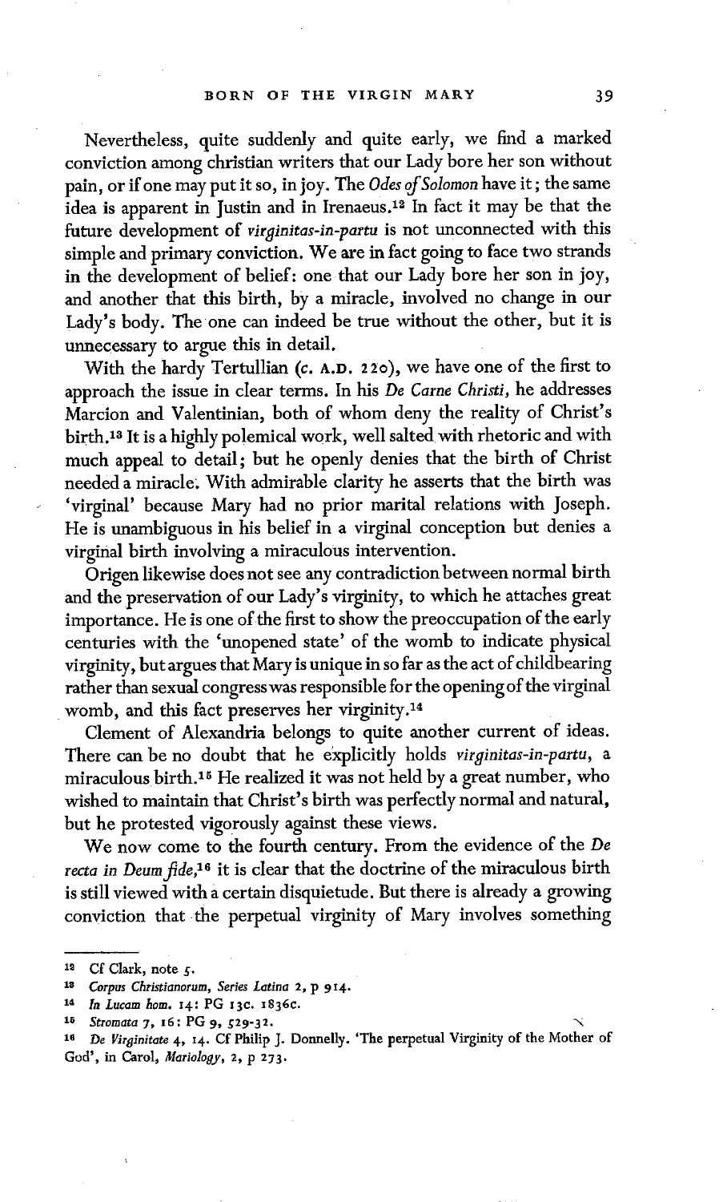Nevertheless, quite suddenly and quite early, we find a marked conviction among christian writers that our Lady bore her son without pain, or if one may put it so, in joy. The *Odes of Solomon* have it; the same idea is apparent in Justin and in Irenaeus.[12] In fact it may be that the future development of *virginitas-in-partu* is not unconnected with this simple and primary conviction. We are in fact going to face two strands in the development of belief: one that our Lady bore her son in joy, and another that this birth, by a miracle, involved no change in our Lady's body. The one can indeed be true without the other, but it is unnecessary to argue this in detail.

With the hardy Tertullian (*c.* A.D. 220), we have one of the first to approach the issue in clear terms. In his *De Carne Christi*, he addresses Marcion and Valentinian, both of whom deny the reality of Christ's birth.[13] It is a highly polemical work, well salted with rhetoric and with much appeal to detail; but he openly denies that the birth of Christ needed a miracle. With admirable clarity he asserts that the birth was 'virginal' because Mary had no prior marital relations with Joseph. He is unambiguous in his belief in a virginal conception but denies a virginal birth involving a miraculous intervention.

Origen likewise does not see any contradiction between normal birth and the preservation of our Lady's virginity, to which he attaches great importance. He is one of the first to show the preoccupation of the early centuries with the 'unopened state' of the womb to indicate physical virginity, but argues that Mary is unique in so far as the act of childbearing rather than sexual congress was responsible for the opening of the virginal womb, and this fact preserves her virginity.[14]

Clement of Alexandria belongs to quite another current of ideas. There can be no doubt that he explicitly holds *virginitas-in-partu*, a miraculous birth.[15] He realized it was not held by a great number, who wished to maintain that Christ's birth was perfectly normal and natural, but he protested vigorously against these views.

We now come to the fourth century. From the evidence of the *De recta in Deum fide*,[16] it is clear that the doctrine of the miraculous birth is still viewed with a certain disquietude. But there is already a growing conviction that the perpetual virginity of Mary involves something

---

[12] Cf Clark, note 5.

[13] *Corpus Christianorum, Series Latina* 2, p 914.

[14] *In Lucam hom.* 14: PG 13c. 1836c.

[15] *Stromata* 7, 16: PG 9, 529-32.

[16] *De Virginitate* 4, 14. Cf Philip J. Donnelly. 'The perpetual Virginity of the Mother of God', in Carol, *Mariology*, 2, p 273.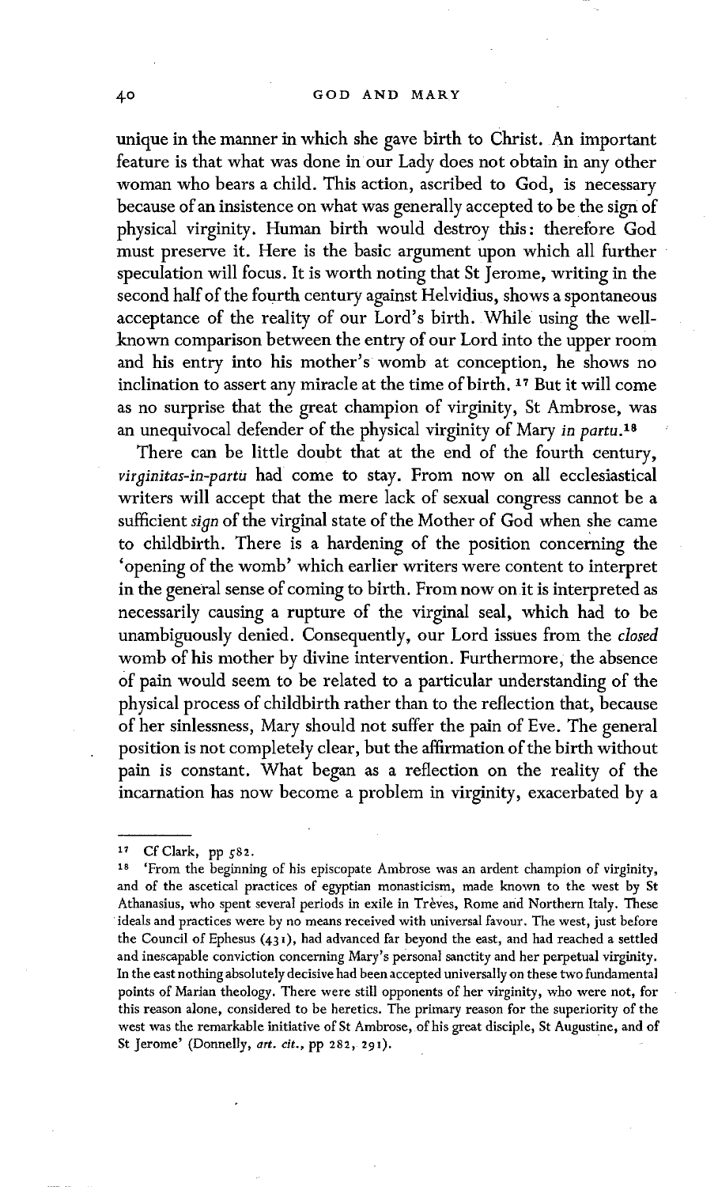unique in the manner in which she gave birth to Christ. An important feature is that what was done in our Lady does not obtain in any other woman who bears a child. This action, ascribed to God, is necessary because of an insistence on what was generally accepted to be the sign of physical virginity. Human birth would destroy this: therefore God must preserve it. Here is the basic argument upon which all further speculation will focus. It is worth noting that St Jerome, writing in the second half of the fourth century against Helvidius, shows a spontaneous acceptance of the reality of our Lord's birth. While using the well-known comparison between the entry of our Lord into the upper room and his entry into his mother's womb at conception, he shows no inclination to assert any miracle at the time of birth.[17] But it will come as no surprise that the great champion of virginity, St Ambrose, was an unequivocal defender of the physical virginity of Mary *in partu*.[18]

There can be little doubt that at the end of the fourth century, *virginitas-in-partu* had come to stay. From now on all ecclesiastical writers will accept that the mere lack of sexual congress cannot be a sufficient *sign* of the virginal state of the Mother of God when she came to childbirth. There is a hardening of the position concerning the 'opening of the womb' which earlier writers were content to interpret in the general sense of coming to birth. From now on it is interpreted as necessarily causing a rupture of the virginal seal, which had to be unambiguously denied. Consequently, our Lord issues from the *closed* womb of his mother by divine intervention. Furthermore, the absence of pain would seem to be related to a particular understanding of the physical process of childbirth rather than to the reflection that, because of her sinlessness, Mary should not suffer the pain of Eve. The general position is not completely clear, but the affirmation of the birth without pain is constant. What began as a reflection on the reality of the incarnation has now become a problem in virginity, exacerbated by a

---

[17] Cf Clark, pp 582.

[18] 'From the beginning of his episcopate Ambrose was an ardent champion of virginity, and of the ascetical practices of egyptian monasticism, made known to the west by St Athanasius, who spent several periods in exile in Trèves, Rome and Northern Italy. These ideals and practices were by no means received with universal favour. The west, just before the Council of Ephesus (431), had advanced far beyond the east, and had reached a settled and inescapable conviction concerning Mary's personal sanctity and her perpetual virginity. In the east nothing absolutely decisive had been accepted universally on these two fundamental points of Marian theology. There were still opponents of her virginity, who were not, for this reason alone, considered to be heretics. The primary reason for the superiority of the west was the remarkable initiative of St Ambrose, of his great disciple, St Augustine, and of St Jerome' (Donnelly, *art. cit.*, pp 282, 291).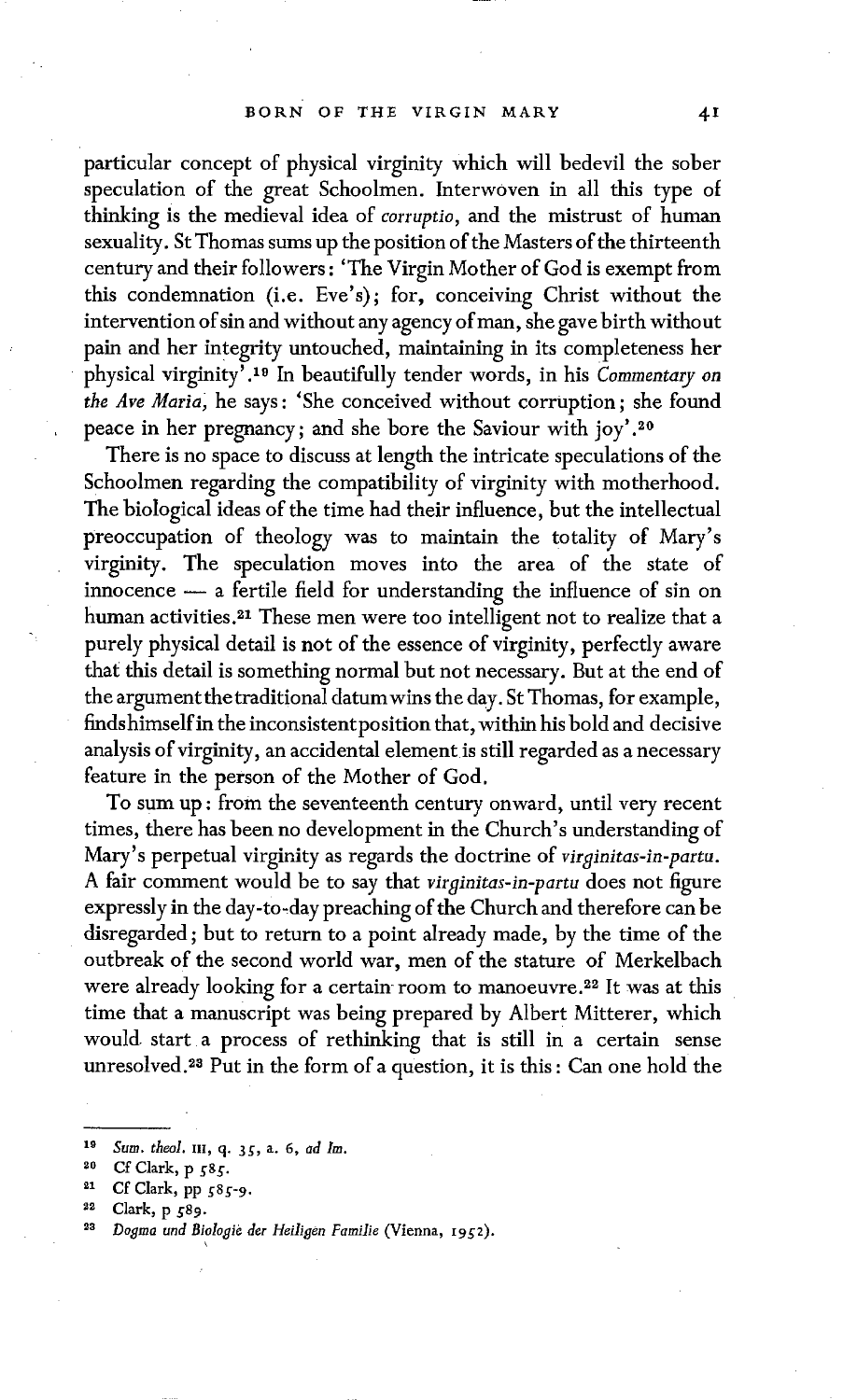particular concept of physical virginity which will bedevil the sober speculation of the great Schoolmen. Interwoven in all this type of thinking is the medieval idea of *corruptio*, and the mistrust of human sexuality. St Thomas sums up the position of the Masters of the thirteenth century and their followers: 'The Virgin Mother of God is exempt from this condemnation (i.e. Eve's); for, conceiving Christ without the intervention of sin and without any agency of man, she gave birth without pain and her integrity untouched, maintaining in its completeness her physical virginity'.[19] In beautifully tender words, in his *Commentary on the Ave Maria*, he says: 'She conceived without corruption; she found peace in her pregnancy; and she bore the Saviour with joy'.[20]

There is no space to discuss at length the intricate speculations of the Schoolmen regarding the compatibility of virginity with motherhood. The biological ideas of the time had their influence, but the intellectual preoccupation of theology was to maintain the totality of Mary's virginity. The speculation moves into the area of the state of innocence — a fertile field for understanding the influence of sin on human activities.[21] These men were too intelligent not to realize that a purely physical detail is not of the essence of virginity, perfectly aware that this detail is something normal but not necessary. But at the end of the argument the traditional datum wins the day. St Thomas, for example, finds himself in the inconsistent position that, within his bold and decisive analysis of virginity, an accidental element is still regarded as a necessary feature in the person of the Mother of God.

To sum up: from the seventeenth century onward, until very recent times, there has been no development in the Church's understanding of Mary's perpetual virginity as regards the doctrine of *virginitas-in-partu*. A fair comment would be to say that *virginitas-in-partu* does not figure expressly in the day-to-day preaching of the Church and therefore can be disregarded; but to return to a point already made, by the time of the outbreak of the second world war, men of the stature of Merkelbach were already looking for a certain room to manoeuvre.[22] It was at this time that a manuscript was being prepared by Albert Mitterer, which would start a process of rethinking that is still in a certain sense unresolved.[23] Put in the form of a question, it is this: Can one hold the

---

[19] *Sum. theol.* III, q. 35, a. 6, *ad Im.*

[20] Cf Clark, p 585.

[21] Cf Clark, pp 585-9.

[22] Clark, p 589.

[23] *Dogma und Biologie der Heiligen Familie* (Vienna, 1952).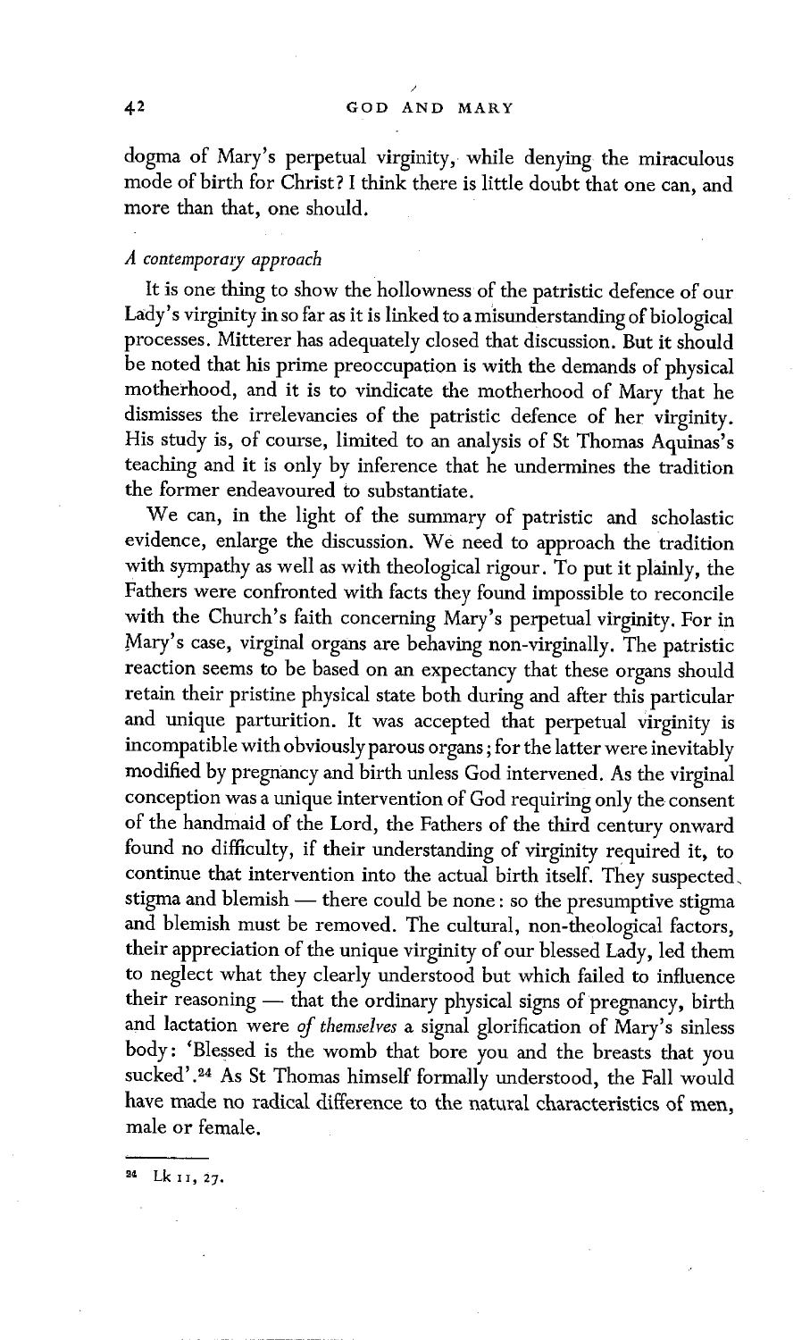dogma of Mary's perpetual virginity, while denying the miraculous mode of birth for Christ? I think there is little doubt that one can, and more than that, one should.

### *A contemporary approach*

It is one thing to show the hollowness of the patristic defence of our Lady's virginity in so far as it is linked to a misunderstanding of biological processes. Mitterer has adequately closed that discussion. But it should be noted that his prime preoccupation is with the demands of physical motherhood, and it is to vindicate the motherhood of Mary that he dismisses the irrelevancies of the patristic defence of her virginity. His study is, of course, limited to an analysis of St Thomas Aquinas's teaching and it is only by inference that he undermines the tradition the former endeavoured to substantiate.

We can, in the light of the summary of patristic and scholastic evidence, enlarge the discussion. We need to approach the tradition with sympathy as well as with theological rigour. To put it plainly, the Fathers were confronted with facts they found impossible to reconcile with the Church's faith concerning Mary's perpetual virginity. For in Mary's case, virginal organs are behaving non-virginally. The patristic reaction seems to be based on an expectancy that these organs should retain their pristine physical state both during and after this particular and unique parturition. It was accepted that perpetual virginity is incompatible with obviously parous organs; for the latter were inevitably modified by pregnancy and birth unless God intervened. As the virginal conception was a unique intervention of God requiring only the consent of the handmaid of the Lord, the Fathers of the third century onward found no difficulty, if their understanding of virginity required it, to continue that intervention into the actual birth itself. They suspected stigma and blemish — there could be none: so the presumptive stigma and blemish must be removed. The cultural, non-theological factors, their appreciation of the unique virginity of our blessed Lady, led them to neglect what they clearly understood but which failed to influence their reasoning — that the ordinary physical signs of pregnancy, birth and lactation were *of themselves* a signal glorification of Mary's sinless body: 'Blessed is the womb that bore you and the breasts that you sucked'.[24] As St Thomas himself formally understood, the Fall would have made no radical difference to the natural characteristics of men, male or female.

---

[24] Lk 11, 27.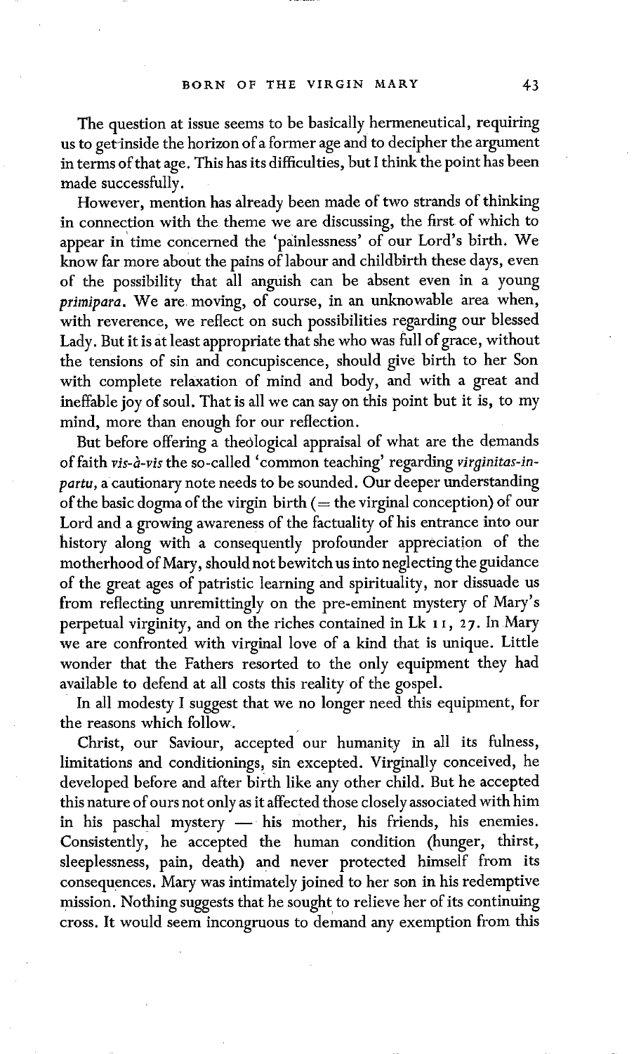The question at issue seems to be basically hermeneutical, requiring us to get inside the horizon of a former age and to decipher the argument in terms of that age. This has its difficulties, but I think the point has been made successfully.

However, mention has already been made of two strands of thinking in connection with the theme we are discussing, the first of which to appear in time concerned the 'painlessness' of our Lord's birth. We know far more about the pains of labour and childbirth these days, even of the possibility that all anguish can be absent even in a young *primipara*. We are moving, of course, in an unknowable area when, with reverence, we reflect on such possibilities regarding our blessed Lady. But it is at least appropriate that she who was full of grace, without the tensions of sin and concupiscence, should give birth to her Son with complete relaxation of mind and body, and with a great and ineffable joy of soul. That is all we can say on this point but it is, to my mind, more than enough for our reflection.

But before offering a theological appraisal of what are the demands of faith *vis-à-vis* the so-called 'common teaching' regarding *virginitas-in-partu*, a cautionary note needs to be sounded. Our deeper understanding of the basic dogma of the virgin birth (= the virginal conception) of our Lord and a growing awareness of the factuality of his entrance into our history along with a consequently profounder appreciation of the motherhood of Mary, should not bewitch us into neglecting the guidance of the great ages of patristic learning and spirituality, nor dissuade us from reflecting unremittingly on the pre-eminent mystery of Mary's perpetual virginity, and on the riches contained in Lk 11, 27. In Mary we are confronted with virginal love of a kind that is unique. Little wonder that the Fathers resorted to the only equipment they had available to defend at all costs this reality of the gospel.

In all modesty I suggest that we no longer need this equipment, for the reasons which follow.

Christ, our Saviour, accepted our humanity in all its fulness, limitations and conditionings, sin excepted. Virginally conceived, he developed before and after birth like any other child. But he accepted this nature of ours not only as it affected those closely associated with him in his paschal mystery — his mother, his friends, his enemies. Consistently, he accepted the human condition (hunger, thirst, sleeplessness, pain, death) and never protected himself from its consequences. Mary was intimately joined to her son in his redemptive mission. Nothing suggests that he sought to relieve her of its continuing cross. It would seem incongruous to demand any exemption from this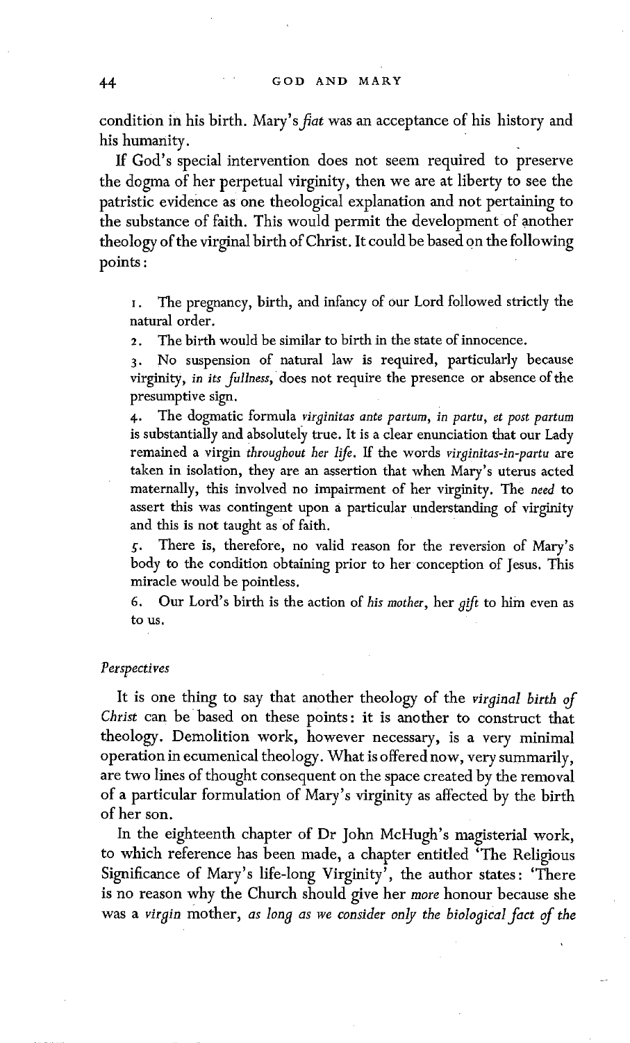condition in his birth. Mary's *fiat* was an acceptance of his history and his humanity.

If God's special intervention does not seem required to preserve the dogma of her perpetual virginity, then we are at liberty to see the patristic evidence as one theological explanation and not pertaining to the substance of faith. This would permit the development of another theology of the virginal birth of Christ. It could be based on the following points:

1. The pregnancy, birth, and infancy of our Lord followed strictly the natural order.
2. The birth would be similar to birth in the state of innocence.
3. No suspension of natural law is required, particularly because virginity, *in its fullness*, does not require the presence or absence of the presumptive sign.
4. The dogmatic formula *virginitas ante partum, in partu, et post partum* is substantially and absolutely true. It is a clear enunciation that our Lady remained a virgin *throughout her life*. If the words *virginitas-in-partu* are taken in isolation, they are an assertion that when Mary's uterus acted maternally, this involved no impairment of her virginity. The *need* to assert this was contingent upon a particular understanding of virginity and this is not taught as of faith.
5. There is, therefore, no valid reason for the reversion of Mary's body to the condition obtaining prior to her conception of Jesus. This miracle would be pointless.
6. Our Lord's birth is the action of *his mother*, her *gift* to him even as to us.

### *Perspectives*

It is one thing to say that another theology of the *virginal birth of Christ* can be based on these points: it is another to construct that theology. Demolition work, however necessary, is a very minimal operation in ecumenical theology. What is offered now, very summarily, are two lines of thought consequent on the space created by the removal of a particular formulation of Mary's virginity as affected by the birth of her son.

In the eighteenth chapter of Dr John McHugh's magisterial work, to which reference has been made, a chapter entitled 'The Religious Significance of Mary's life-long Virginity', the author states: 'There is no reason why the Church should give her *more* honour because she was a *virgin* mother, *as long as we consider only the biological fact of the*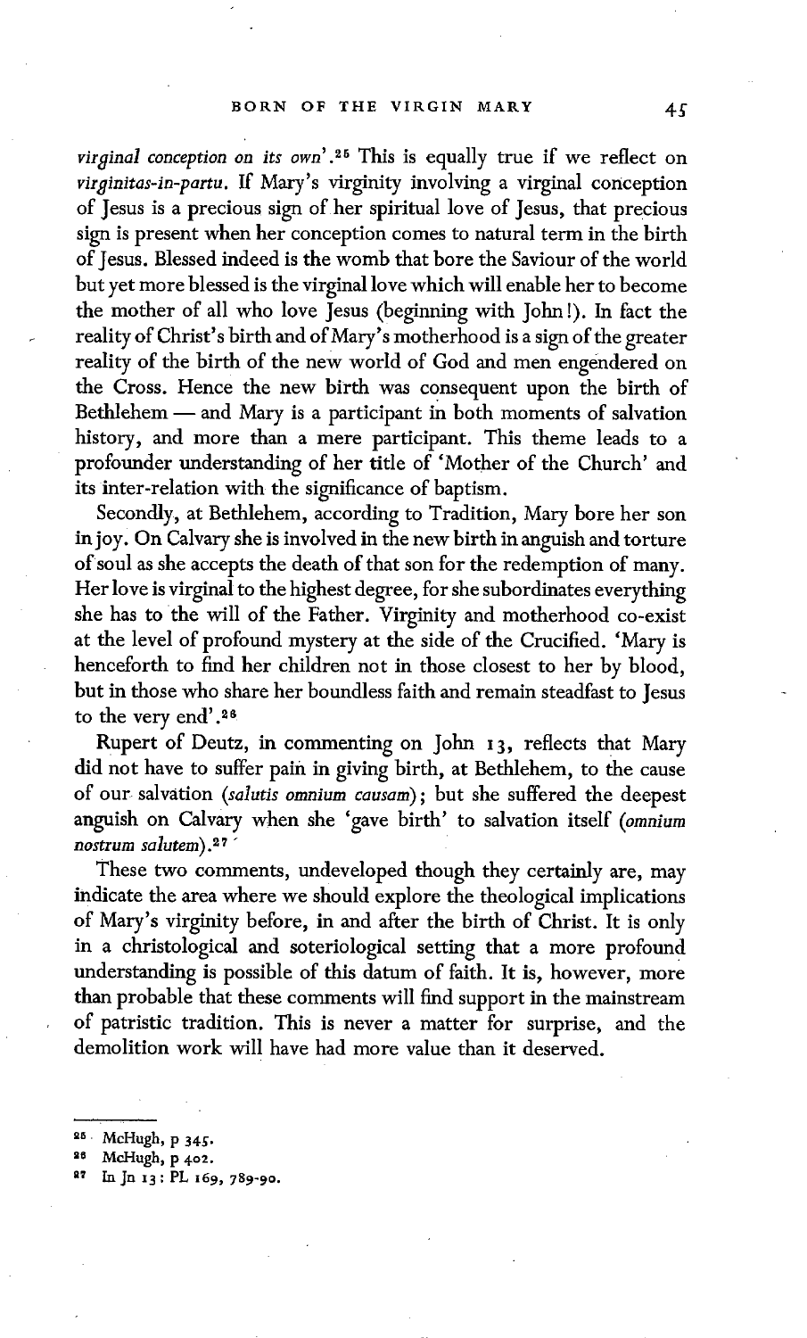*virginal conception on its own*'.[25] This is equally true if we reflect on *virginitas-in-partu*. If Mary's virginity involving a virginal conception of Jesus is a precious sign of her spiritual love of Jesus, that precious sign is present when her conception comes to natural term in the birth of Jesus. Blessed indeed is the womb that bore the Saviour of the world but yet more blessed is the virginal love which will enable her to become the mother of all who love Jesus (beginning with John!). In fact the reality of Christ's birth and of Mary's motherhood is a sign of the greater reality of the birth of the new world of God and men engendered on the Cross. Hence the new birth was consequent upon the birth of Bethlehem — and Mary is a participant in both moments of salvation history, and more than a mere participant. This theme leads to a profounder understanding of her title of 'Mother of the Church' and its inter-relation with the significance of baptism.

Secondly, at Bethlehem, according to Tradition, Mary bore her son in joy. On Calvary she is involved in the new birth in anguish and torture of soul as she accepts the death of that son for the redemption of many. Her love is virginal to the highest degree, for she subordinates everything she has to the will of the Father. Virginity and motherhood co-exist at the level of profound mystery at the side of the Crucified. 'Mary is henceforth to find her children not in those closest to her by blood, but in those who share her boundless faith and remain steadfast to Jesus to the very end'.[26]

Rupert of Deutz, in commenting on John 13, reflects that Mary did not have to suffer pain in giving birth, at Bethlehem, to the cause of our salvation (*salutis omnium causam*); but she suffered the deepest anguish on Calvary when she 'gave birth' to salvation itself (*omnium nostrum salutem*).[27]

These two comments, undeveloped though they certainly are, may indicate the area where we should explore the theological implications of Mary's virginity before, in and after the birth of Christ. It is only in a christological and soteriological setting that a more profound understanding is possible of this datum of faith. It is, however, more than probable that these comments will find support in the mainstream of patristic tradition. This is never a matter for surprise, and the demolition work will have had more value than it deserved.

---

[25] McHugh, p 345.

[26] McHugh, p 402.

[27] In Jn 13: PL 169, 789-90.